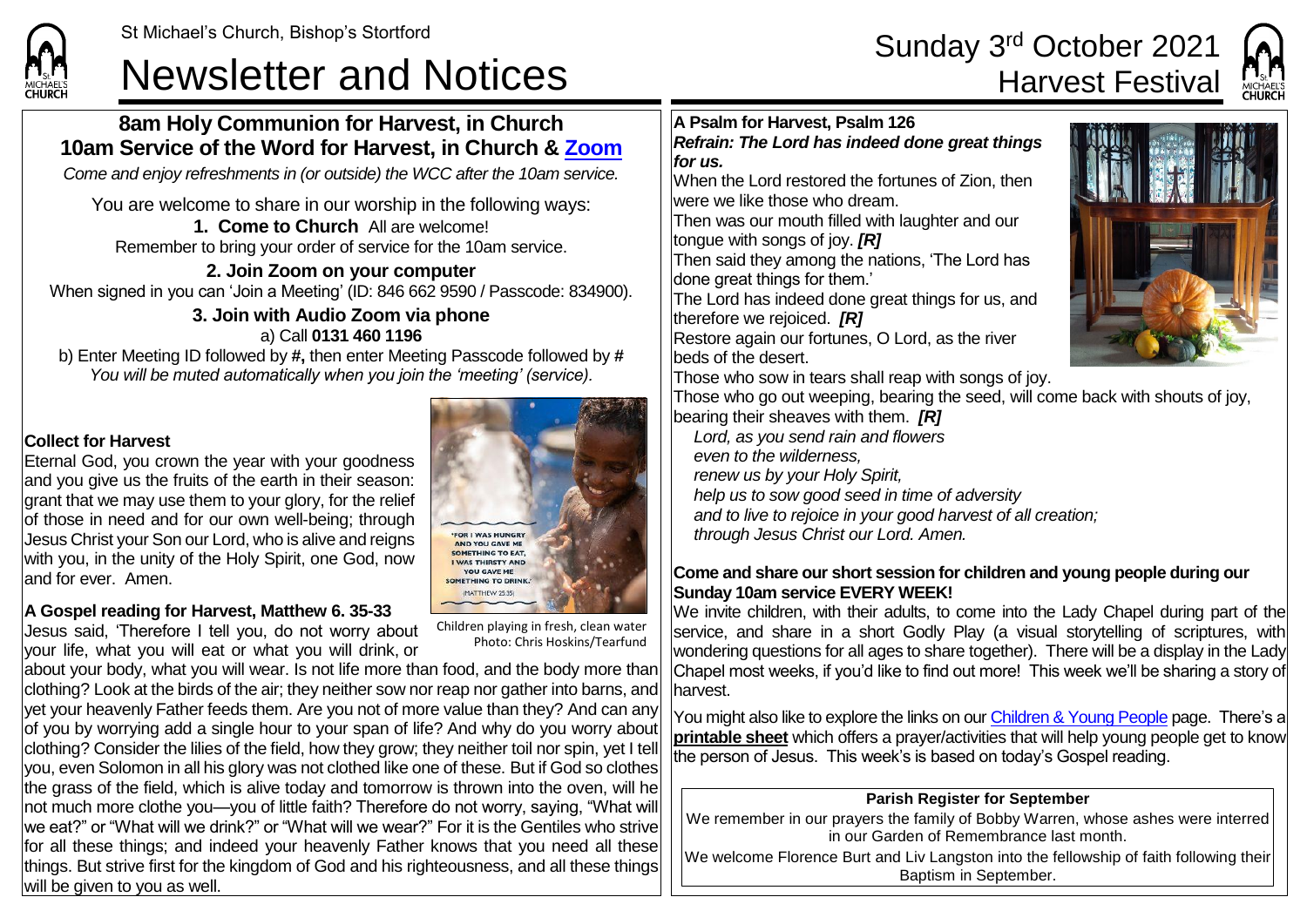St Michael's Church, Bishop's Stortford

# Newsletter and Notices

# Sunday 3rd October 2021 Harvest Festival

## 8am Holy Communion for Harvest, in Church
## 10am Service of the Word for Harvest, in Church & Zoom

*Come and enjoy refreshments in (or outside) the WCC after the 10am service.*

You are welcome to share in our worship in the following ways:

**1. Come to Church** All are welcome!
Remember to bring your order of service for the 10am service.

**2. Join Zoom on your computer**
When signed in you can 'Join a Meeting' (ID: 846 662 9590 / Passcode: 834900).

**3. Join with Audio Zoom via phone**
a) Call **0131 460 1196**
b) Enter Meeting ID followed by **#**, then enter Meeting Passcode followed by **#**
*You will be muted automatically when you join the 'meeting' (service).*

**Collect for Harvest**
Eternal God, you crown the year with your goodness and you give us the fruits of the earth in their season: grant that we may use them to your glory, for the relief of those in need and for our own well-being; through Jesus Christ your Son our Lord, who is alive and reigns with you, in the unity of the Holy Spirit, one God, now and for ever. Amen.

'FOR I WAS HUNGRY AND YOU GAVE ME SOMETHING TO EAT, I WAS THIRSTY AND YOU GAVE ME SOMETHING TO DRINK.' (MATTHEW 25:35)

Children playing in fresh, clean water
Photo: Chris Hoskins/Tearfund

**A Gospel reading for Harvest, Matthew 6. 35-33**
Jesus said, 'Therefore I tell you, do not worry about your life, what you will eat or what you will drink, or about your body, what you will wear. Is not life more than food, and the body more than clothing? Look at the birds of the air; they neither sow nor reap nor gather into barns, and yet your heavenly Father feeds them. Are you not of more value than they? And can any of you by worrying add a single hour to your span of life? And why do you worry about clothing? Consider the lilies of the field, how they grow; they neither toil nor spin, yet I tell you, even Solomon in all his glory was not clothed like one of these. But if God so clothes the grass of the field, which is alive today and tomorrow is thrown into the oven, will he not much more clothe you—you of little faith? Therefore do not worry, saying, "What will we eat?" or "What will we drink?" or "What will we wear?" For it is the Gentiles who strive for all these things; and indeed your heavenly Father knows that you need all these things. But strive first for the kingdom of God and his righteousness, and all these things will be given to you as well.

**A Psalm for Harvest, Psalm 126**
***Refrain: The Lord has indeed done great things for us.***
When the Lord restored the fortunes of Zion, then were we like those who dream.
Then was our mouth filled with laughter and our tongue with songs of joy. ***[R]***
Then said they among the nations, 'The Lord has done great things for them.'
The Lord has indeed done great things for us, and therefore we rejoiced. ***[R]***
Restore again our fortunes, O Lord, as the river beds of the desert.
Those who sow in tears shall reap with songs of joy.
Those who go out weeping, bearing the seed, will come back with shouts of joy, bearing their sheaves with them. ***[R]***

*Lord, as you send rain and flowers*
*even to the wilderness,*
*renew us by your Holy Spirit,*
*help us to sow good seed in time of adversity*
*and to live to rejoice in your good harvest of all creation;*
*through Jesus Christ our Lord. Amen.*

**Come and share our short session for children and young people during our Sunday 10am service EVERY WEEK!**
We invite children, with their adults, to come into the Lady Chapel during part of the service, and share in a short Godly Play (a visual storytelling of scriptures, with wondering questions for all ages to share together). There will be a display in the Lady Chapel most weeks, if you'd like to find out more! This week we'll be sharing a story of harvest.

You might also like to explore the links on our Children & Young People page. There's a **printable sheet** which offers a prayer/activities that will help young people get to know the person of Jesus. This week's is based on today's Gospel reading.

**Parish Register for September**
We remember in our prayers the family of Bobby Warren, whose ashes were interred in our Garden of Remembrance last month.
We welcome Florence Burt and Liv Langston into the fellowship of faith following their Baptism in September.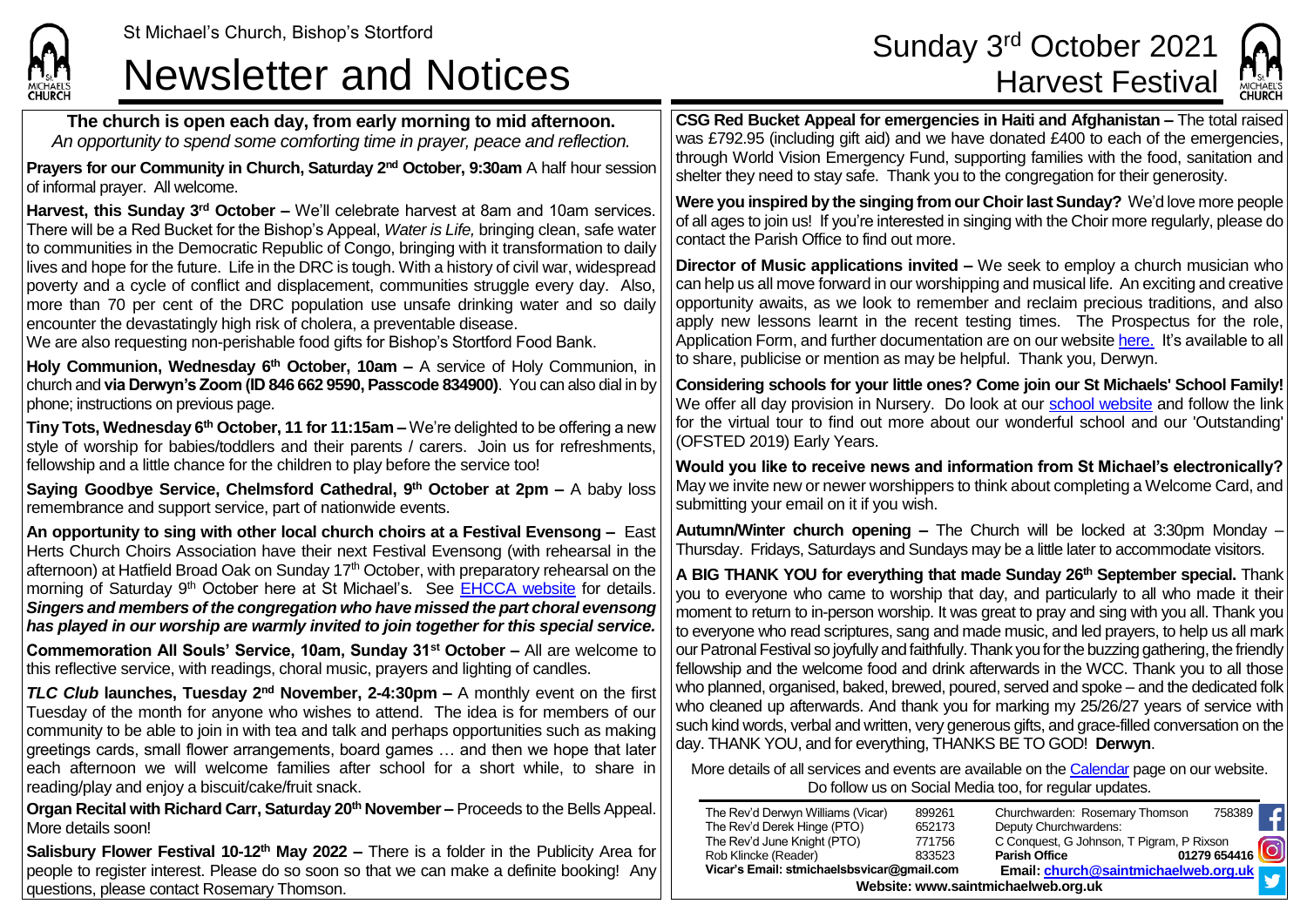St Michael's Church, Bishop's Stortford

# Newsletter and Notices

## Sunday 3rd October 2021
## Harvest Festival

**The church is open each day, from early morning to mid afternoon.**
*An opportunity to spend some comforting time in prayer, peace and reflection.*

**Prayers for our Community in Church, Saturday 2nd October, 9:30am** A half hour session of informal prayer. All welcome.

**Harvest, this Sunday 3rd October –** We'll celebrate harvest at 8am and 10am services. There will be a Red Bucket for the Bishop's Appeal, *Water is Life,* bringing clean, safe water to communities in the Democratic Republic of Congo, bringing with it transformation to daily lives and hope for the future. Life in the DRC is tough. With a history of civil war, widespread poverty and a cycle of conflict and displacement, communities struggle every day. Also, more than 70 per cent of the DRC population use unsafe drinking water and so daily encounter the devastatingly high risk of cholera, a preventable disease.
We are also requesting non-perishable food gifts for Bishop's Stortford Food Bank.

**Holy Communion, Wednesday 6th October, 10am –** A service of Holy Communion, in church and **via Derwyn's Zoom (ID 846 662 9590, Passcode 834900)**. You can also dial in by phone; instructions on previous page.

**Tiny Tots, Wednesday 6th October, 11 for 11:15am –** We're delighted to be offering a new style of worship for babies/toddlers and their parents / carers. Join us for refreshments, fellowship and a little chance for the children to play before the service too!

**Saying Goodbye Service, Chelmsford Cathedral, 9th October at 2pm –** A baby loss remembrance and support service, part of nationwide events.

**An opportunity to sing with other local church choirs at a Festival Evensong –** East Herts Church Choirs Association have their next Festival Evensong (with rehearsal in the afternoon) at Hatfield Broad Oak on Sunday 17th October, with preparatory rehearsal on the morning of Saturday 9th October here at St Michael's. See EHCCA website for details. ***Singers and members of the congregation who have missed the part choral evensong has played in our worship are warmly invited to join together for this special service.***

**Commemoration All Souls' Service, 10am, Sunday 31st October –** All are welcome to this reflective service, with readings, choral music, prayers and lighting of candles.

***TLC Club* launches, Tuesday 2nd November, 2-4:30pm –** A monthly event on the first Tuesday of the month for anyone who wishes to attend. The idea is for members of our community to be able to join in with tea and talk and perhaps opportunities such as making greetings cards, small flower arrangements, board games … and then we hope that later each afternoon we will welcome families after school for a short while, to share in reading/play and enjoy a biscuit/cake/fruit snack.

**Organ Recital with Richard Carr, Saturday 20th November –** Proceeds to the Bells Appeal. More details soon!

**Salisbury Flower Festival 10-12th May 2022 –** There is a folder in the Publicity Area for people to register interest. Please do so soon so that we can make a definite booking! Any questions, please contact Rosemary Thomson.

**CSG Red Bucket Appeal for emergencies in Haiti and Afghanistan –** The total raised was £792.95 (including gift aid) and we have donated £400 to each of the emergencies, through World Vision Emergency Fund, supporting families with the food, sanitation and shelter they need to stay safe. Thank you to the congregation for their generosity.

**Were you inspired by the singing from our Choir last Sunday?** We'd love more people of all ages to join us! If you're interested in singing with the Choir more regularly, please do contact the Parish Office to find out more.

**Director of Music applications invited –** We seek to employ a church musician who can help us all move forward in our worshipping and musical life. An exciting and creative opportunity awaits, as we look to remember and reclaim precious traditions, and also apply new lessons learnt in the recent testing times. The Prospectus for the role, Application Form, and further documentation are on our website here. It's available to all to share, publicise or mention as may be helpful. Thank you, Derwyn.

**Considering schools for your little ones? Come join our St Michaels' School Family!** We offer all day provision in Nursery. Do look at our school website and follow the link for the virtual tour to find out more about our wonderful school and our 'Outstanding' (OFSTED 2019) Early Years.

**Would you like to receive news and information from St Michael's electronically?** May we invite new or newer worshippers to think about completing a Welcome Card, and submitting your email on it if you wish.

**Autumn/Winter church opening –** The Church will be locked at 3:30pm Monday – Thursday. Fridays, Saturdays and Sundays may be a little later to accommodate visitors.

**A BIG THANK YOU for everything that made Sunday 26th September special.** Thank you to everyone who came to worship that day, and particularly to all who made it their moment to return to in-person worship. It was great to pray and sing with you all. Thank you to everyone who read scriptures, sang and made music, and led prayers, to help us all mark our Patronal Festival so joyfully and faithfully. Thank you for the buzzing gathering, the friendly fellowship and the welcome food and drink afterwards in the WCC. Thank you to all those who planned, organised, baked, brewed, poured, served and spoke – and the dedicated folk who cleaned up afterwards. And thank you for marking my 25/26/27 years of service with such kind words, verbal and written, very generous gifts, and grace-filled conversation on the day. THANK YOU, and for everything, THANKS BE TO GOD! **Derwyn**.

More details of all services and events are available on the Calendar page on our website. Do follow us on Social Media too, for regular updates.

| | | | |
|---|---|---|---|
| The Rev'd Derwyn Williams (Vicar) | 899261 | Churchwarden: Rosemary Thomson | 758389 |
| The Rev'd Derek Hinge (PTO) | 652173 | Deputy Churchwardens: | |
| The Rev'd June Knight (PTO) | 771756 | C Conquest, G Johnson, T Pigram, P Rixson | |
| Rob Klincke (Reader) | 833523 | **Parish Office** | **01279 654416** |
| **Vicar's Email: stmichaelsbsvicar@gmail.com** | | **Email: church@saintmichaelweb.org.uk** | |

**Website: www.saintmichaelweb.org.uk**